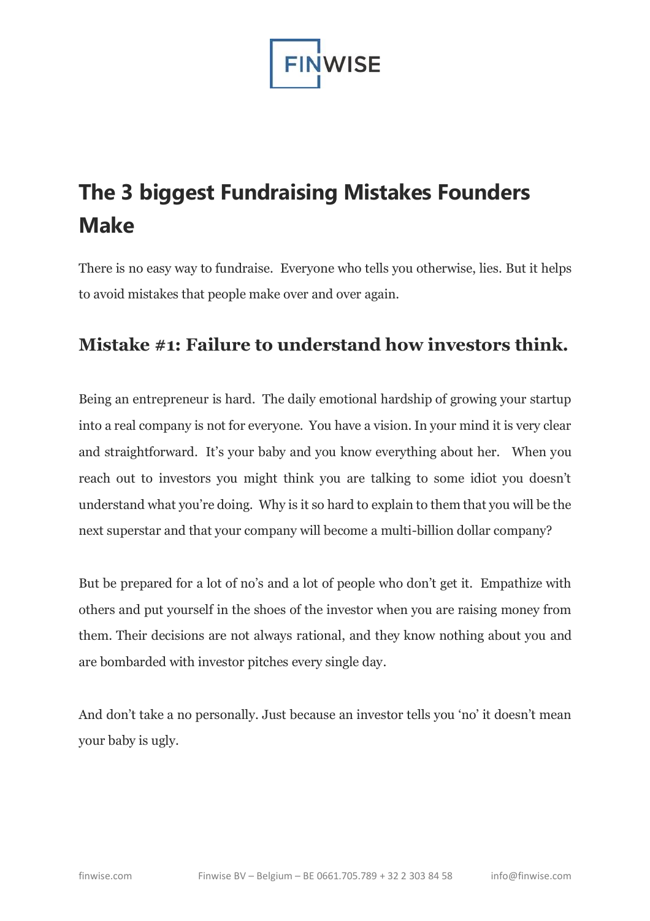# The 3 biggest Fundraising Mistakes Founders Make

There is no easy way to fundraise. Everyone who tells you otherwise, lies. But it helps to avoid mistakes that people make over and over again.

## Mistake #1: Failure to understand how investors think.

Being an entrepreneur is hard. The daily emotional hardship of growing your startup into a real company is not for everyone. You have a vision. In your mind it is very clear and straightforward. It's your baby and you know everything about her. When you reach out to investors you might think you are talking to some idiot you doesn't understand what you're doing. Why is it so hard to explain to them that you will be the next superstar and that your company will become a multi-billion dollar company?

But be prepared for a lot of no's and a lot of people who don't get it. Empathize with others and put yourself in the shoes of the investor when you are raising money from them. Their decisions are not always rational, and they know nothing about you and are bombarded with investor pitches every single day.

And don't take a no personally. Just because an investor tells you 'no' it doesn't mean your baby is ugly.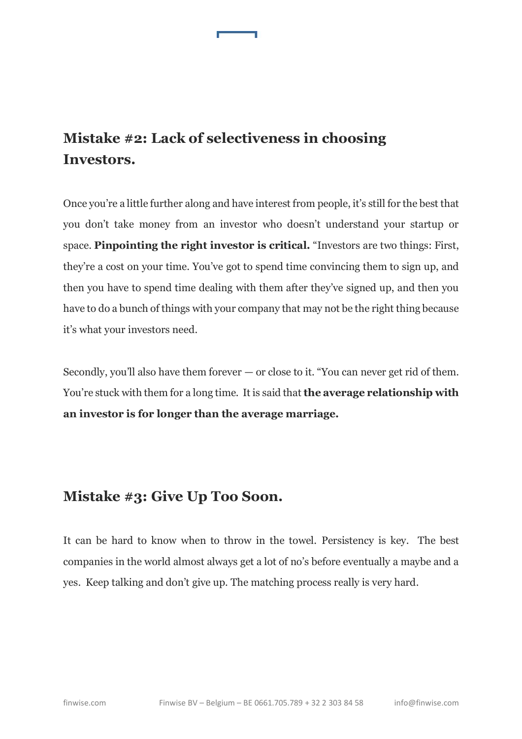## Mistake #2: Lack of selectiveness in choosing Investors.

Once you're a little further along and have interest from people, it's still for the best that you don't take money from an investor who doesn't understand your startup or space. **Pinpointing the right investor is critical.** "Investors are two things: First, they're a cost on your time. You've got to spend time convincing them to sign up, and then you have to spend time dealing with them after they've signed up, and then you have to do a bunch of things with your company that may not be the right thing because it's what your investors need.

Secondly, you'll also have them forever — or close to it. "You can never get rid of them. You're stuck with them for a long time. It is said that **the average relationship with an investor is for longer than the average marriage.**

## Mistake #3: Give Up Too Soon.

It can be hard to know when to throw in the towel. Persistency is key. The best companies in the world almost always get a lot of no's before eventually a maybe and a yes. Keep talking and don't give up. The matching process really is very hard.